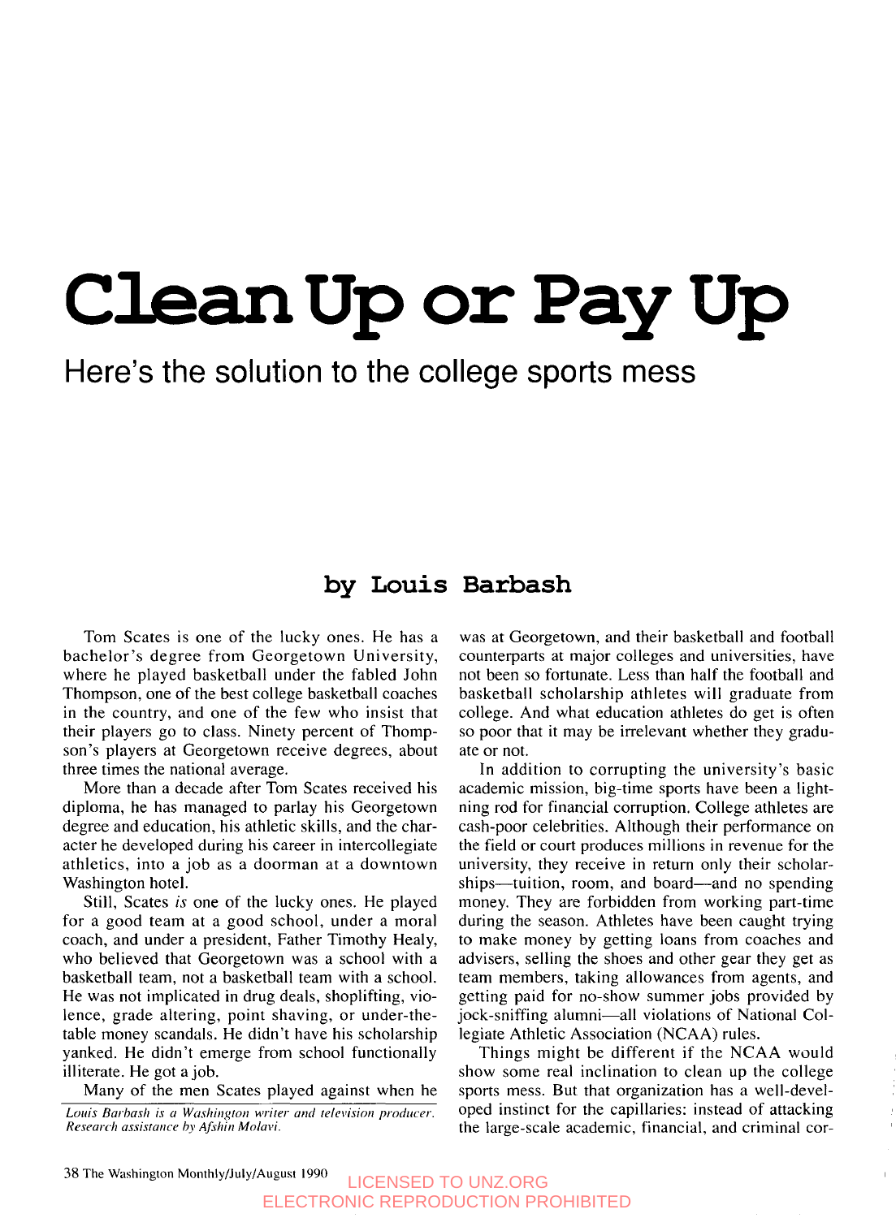# Clean Up or Pay Up

## Here's the solution to the college sports mess

### by Louis Barbash

Tom Scates is one of the lucky ones. He has a bachelor's degree from Georgetown University, where he played basketball under the fabled John Thompson, one of the best college basketball coaches in the country, and one of the few who insist that their players go to class. Ninety percent of Thompson's players at Georgetown receive degrees, about three times the national average.

More than a decade after Tom Scates received his diploma, he has managed to parlay his Georgetown degree and education, his athletic skills, and the character he developed during his career in intercollegiate athletics, into a job as a doorman at a downtown Washington hotel.

Still, Scates *is* one of the lucky ones. He played for a good team at a good school, under a moral coach, and under a president, Father Timothy Healy, who believed that Georgetown was a school with a basketball team, not a basketball team with a school. He was not implicated in drug deals, shoplifting, violence, grade altering, point shaving, or under-the-table money scandals. He didn't have his scholarship yanked. He didn't emerge from school functionally illiterate. He got a job.

Many of the men Scates played against when he was at Georgetown, and their basketball and football counterparts at major colleges and universities, have not been so fortunate. Less than half the football and basketball scholarship athletes will graduate from college. And what education athletes do get is often so poor that it may be irrelevant whether they graduate or not.

In addition to corrupting the university's basic academic mission, big-time sports have been a lightning rod for financial corruption. College athletes are cash-poor celebrities. Although their performance on the field or court produces millions in revenue for the university, they receive in return only their scholarships—tuition, room, and board—and no spending money. They are forbidden from working part-time during the season. Athletes have been caught trying to make money by getting loans from coaches and advisers, selling the shoes and other gear they get as team members, taking allowances from agents, and getting paid for no-show summer jobs provided by jock-sniffing alumni—all violations of National Collegiate Athletic Association (NCAA) rules.

Things might be different if the NCAA would show some real inclination to clean up the college sports mess. But that organization has a well-developed instinct for the capillaries: instead of attacking the large-scale academic, financial, and criminal cor-

*Louis Barbash is a Washington writer and television producer. Research assistance by Afshin Molavi.*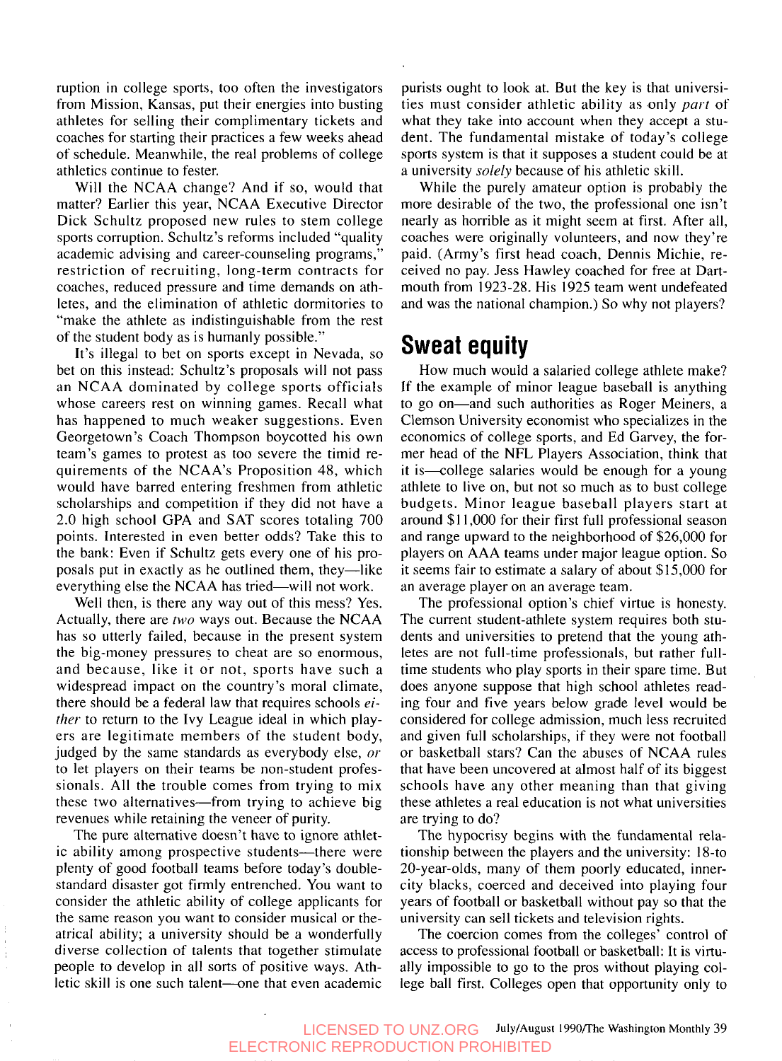ruption in college sports, too often the investigators from Mission, Kansas, put their energies into busting athletes for selling their complimentary tickets and coaches for starting their practices a few weeks ahead of schedule. Meanwhile, the real problems of college athletics continue to fester.

Will the NCAA change? And if so, would that matter? Earlier this year, NCAA Executive Director Dick Schultz proposed new rules to stem college sports corruption. Schultz's reforms included "quality academic advising and career-counseling programs," restriction of recruiting, long-term contracts for coaches, reduced pressure and time demands on athletes, and the elimination of athletic dormitories to "make the athlete as indistinguishable from the rest of the student body as is humanly possible."

It's illegal to bet on sports except in Nevada, so bet on this instead: Schultz's proposals will not pass an NCAA dominated by college sports officials whose careers rest on winning games. Recall what has happened to much weaker suggestions. Even Georgetown's Coach Thompson boycotted his own team's games to protest as too severe the timid requirements of the NCAA's Proposition 48, which would have barred entering freshmen from athletic scholarships and competition if they did not have a 2.0 high school GPA and SAT scores totaling 700 points. Interested in even better odds? Take this to the bank: Even if Schultz gets every one of his proposals put in exactly as he outlined them, they—like everything else the NCAA has tried—will not work.

Well then, is there any way out of this mess? Yes. Actually, there are *two* ways out. Because the NCAA has so utterly failed, because in the present system the big-money pressures to cheat are so enormous, and because, like it or not, sports have such a widespread impact on the country's moral climate, there should be a federal law that requires schools *either* to return to the Ivy League ideal in which players are legitimate members of the student body, judged by the same standards as everybody else, *or* to let players on their teams be non-student professionals. All the trouble comes from trying to mix these two alternatives—from trying to achieve big revenues while retaining the veneer of purity.

The pure alternative doesn't have to ignore athletic ability among prospective students—there were plenty of good football teams before today's double-standard disaster got firmly entrenched. You want to consider the athletic ability of college applicants for the same reason you want to consider musical or theatrical ability; a university should be a wonderfully diverse collection of talents that together stimulate people to develop in all sorts of positive ways. Athletic skill is one such talent—one that even academic purists ought to look at. But the key is that universities must consider athletic ability as only *part* of what they take into account when they accept a student. The fundamental mistake of today's college sports system is that it supposes a student could be at a university *solely* because of his athletic skill.

While the purely amateur option is probably the more desirable of the two, the professional one isn't nearly as horrible as it might seem at first. After all, coaches were originally volunteers, and now they're paid. (Army's first head coach, Dennis Michie, received no pay. Jess Hawley coached for free at Dartmouth from 1923-28. His 1925 team went undefeated and was the national champion.) So why not players?

## Sweat equity

How much would a salaried college athlete make? If the example of minor league baseball is anything to go on—and such authorities as Roger Meiners, a Clemson University economist who specializes in the economics of college sports, and Ed Garvey, the former head of the NFL Players Association, think that it is—college salaries would be enough for a young athlete to live on, but not so much as to bust college budgets. Minor league baseball players start at around $11,000 for their first full professional season and range upward to the neighborhood of $26,000 for players on AAA teams under major league option. So it seems fair to estimate a salary of about $15,000 for an average player on an average team.

The professional option's chief virtue is honesty. The current student-athlete system requires both students and universities to pretend that the young athletes are not full-time professionals, but rather full-time students who play sports in their spare time. But does anyone suppose that high school athletes reading four and five years below grade level would be considered for college admission, much less recruited and given full scholarships, if they were not football or basketball stars? Can the abuses of NCAA rules that have been uncovered at almost half of its biggest schools have any other meaning than that giving these athletes a real education is not what universities are trying to do?

The hypocrisy begins with the fundamental relationship between the players and the university: 18-to 20-year-olds, many of them poorly educated, inner-city blacks, coerced and deceived into playing four years of football or basketball without pay so that the university can sell tickets and television rights.

The coercion comes from the colleges' control of access to professional football or basketball: It is virtually impossible to go to the pros without playing college ball first. Colleges open that opportunity only to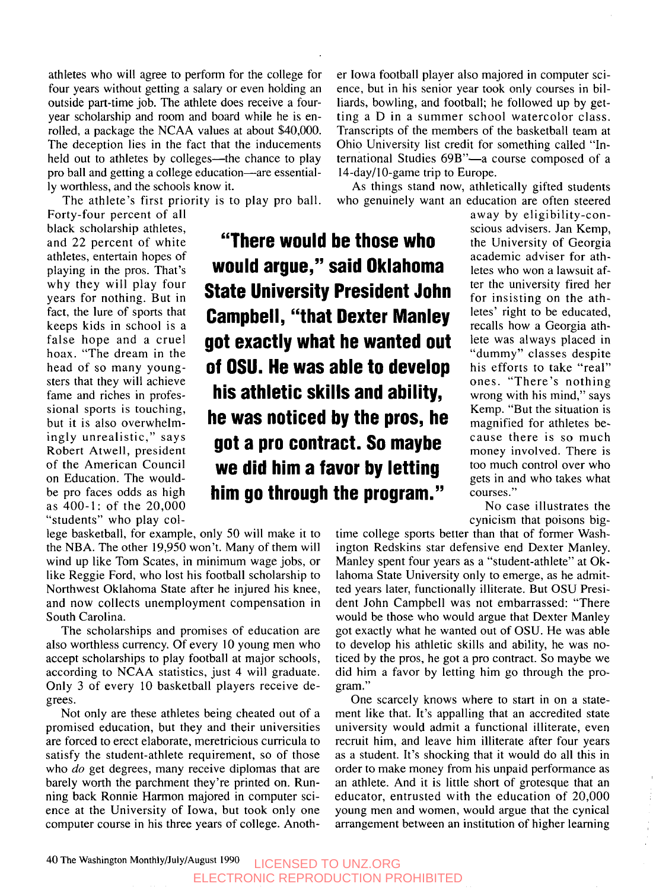athletes who will agree to perform for the college for four years without getting a salary or even holding an outside part-time job. The athlete does receive a four-year scholarship and room and board while he is enrolled, a package the NCAA values at about $40,000. The deception lies in the fact that the inducements held out to athletes by colleges—the chance to play pro ball and getting a college education—are essentially worthless, and the schools know it.

The athlete's first priority is to play pro ball. Forty-four percent of all black scholarship athletes, and 22 percent of white athletes, entertain hopes of playing in the pros. That's why they will play four years for nothing. But in fact, the lure of sports that keeps kids in school is a false hope and a cruel hoax. "The dream in the head of so many youngsters that they will achieve fame and riches in professional sports is touching, but it is also overwhelmingly unrealistic," says Robert Atwell, president of the American Council on Education. The would-be pro faces odds as high as 400-1: of the 20,000 "students" who play college basketball, for example, only 50 will make it to the NBA. The other 19,950 won't. Many of them will wind up like Tom Scates, in minimum wage jobs, or like Reggie Ford, who lost his football scholarship to Northwest Oklahoma State after he injured his knee, and now collects unemployment compensation in South Carolina.

**"There would be those who would argue," said Oklahoma State University President John Campbell, "that Dexter Manley got exactly what he wanted out of OSU. He was able to develop his athletic skills and ability, he was noticed by the pros, he got a pro contract. So maybe we did him a favor by letting him go through the program."**

The scholarships and promises of education are also worthless currency. Of every 10 young men who accept scholarships to play football at major schools, according to NCAA statistics, just 4 will graduate. Only 3 of every 10 basketball players receive degrees.

Not only are these athletes being cheated out of a promised education, but they and their universities are forced to erect elaborate, meretricious curricula to satisfy the student-athlete requirement, so of those who *do* get degrees, many receive diplomas that are barely worth the parchment they're printed on. Running back Ronnie Harmon majored in computer science at the University of Iowa, but took only one computer course in his three years of college. Another Iowa football player also majored in computer science, but in his senior year took only courses in billiards, bowling, and football; he followed up by getting a D in a summer school watercolor class. Transcripts of the members of the basketball team at Ohio University list credit for something called "International Studies 69B"—a course composed of a 14-day/10-game trip to Europe.

As things stand now, athletically gifted students who genuinely want an education are often steered away by eligibility-conscious advisers. Jan Kemp, the University of Georgia academic adviser for athletes who won a lawsuit after the university fired her for insisting on the athletes' right to be educated, recalls how a Georgia athlete was always placed in "dummy" classes despite his efforts to take "real" ones. "There's nothing wrong with his mind," says Kemp. "But the situation is magnified for athletes because there is so much money involved. There is too much control over who gets in and who takes what courses."

No case illustrates the cynicism that poisons big-time college sports better than that of former Washington Redskins star defensive end Dexter Manley. Manley spent four years as a "student-athlete" at Oklahoma State University only to emerge, as he admitted years later, functionally illiterate. But OSU President John Campbell was not embarrassed: "There would be those who would argue that Dexter Manley got exactly what he wanted out of OSU. He was able to develop his athletic skills and ability, he was noticed by the pros, he got a pro contract. So maybe we did him a favor by letting him go through the program."

One scarcely knows where to start in on a statement like that. It's appalling that an accredited state university would admit a functional illiterate, even recruit him, and leave him illiterate after four years as a student. It's shocking that it would do all this in order to make money from his unpaid performance as an athlete. And it is little short of grotesque that an educator, entrusted with the education of 20,000 young men and women, would argue that the cynical arrangement between an institution of higher learning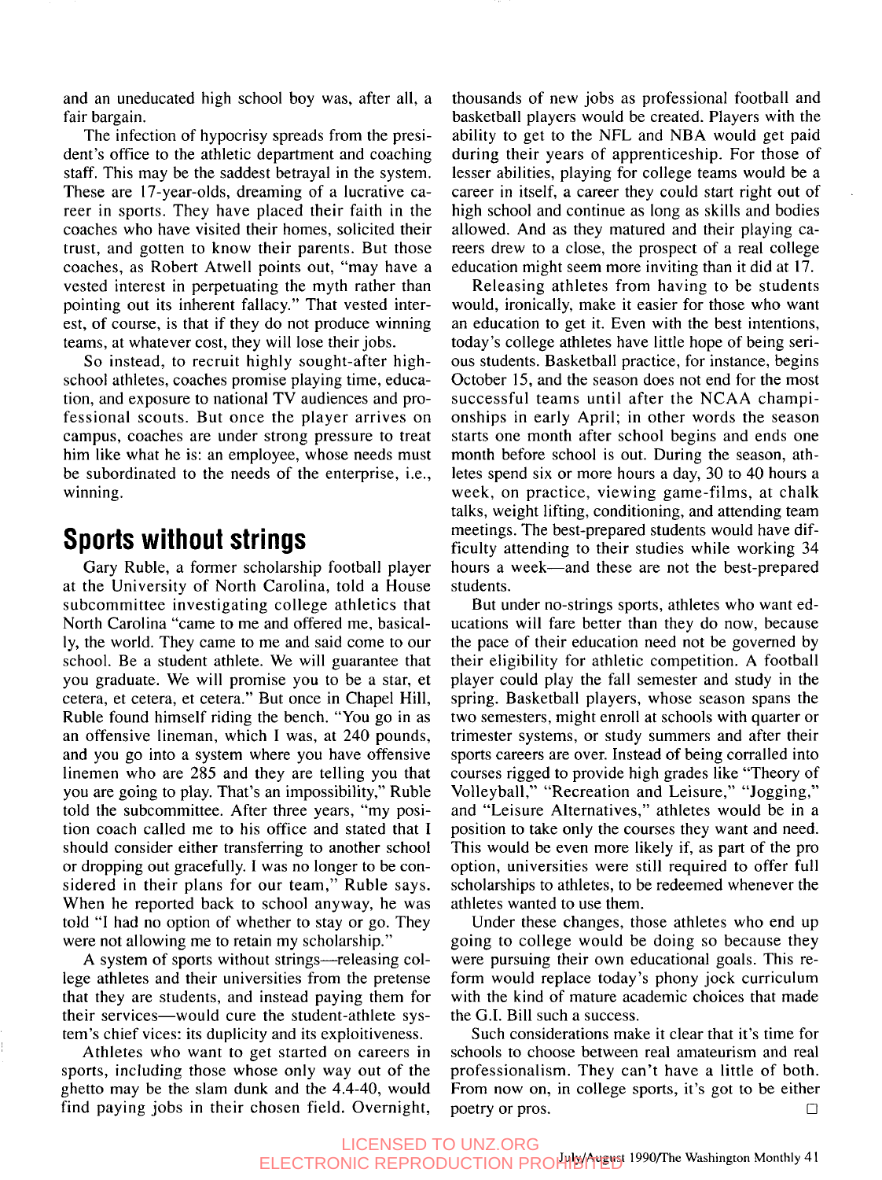and an uneducated high school boy was, after all, a fair bargain.

The infection of hypocrisy spreads from the president's office to the athletic department and coaching staff. This may be the saddest betrayal in the system. These are 17-year-olds, dreaming of a lucrative career in sports. They have placed their faith in the coaches who have visited their homes, solicited their trust, and gotten to know their parents. But those coaches, as Robert Atwell points out, "may have a vested interest in perpetuating the myth rather than pointing out its inherent fallacy." That vested interest, of course, is that if they do not produce winning teams, at whatever cost, they will lose their jobs.

So instead, to recruit highly sought-after high-school athletes, coaches promise playing time, education, and exposure to national TV audiences and professional scouts. But once the player arrives on campus, coaches are under strong pressure to treat him like what he is: an employee, whose needs must be subordinated to the needs of the enterprise, i.e., winning.

## Sports without strings

Gary Ruble, a former scholarship football player at the University of North Carolina, told a House subcommittee investigating college athletics that North Carolina "came to me and offered me, basically, the world. They came to me and said come to our school. Be a student athlete. We will guarantee that you graduate. We will promise you to be a star, et cetera, et cetera, et cetera." But once in Chapel Hill, Ruble found himself riding the bench. "You go in as an offensive lineman, which I was, at 240 pounds, and you go into a system where you have offensive linemen who are 285 and they are telling you that you are going to play. That's an impossibility," Ruble told the subcommittee. After three years, "my position coach called me to his office and stated that I should consider either transferring to another school or dropping out gracefully. I was no longer to be considered in their plans for our team," Ruble says. When he reported back to school anyway, he was told "I had no option of whether to stay or go. They were not allowing me to retain my scholarship."

A system of sports without strings—releasing college athletes and their universities from the pretense that they are students, and instead paying them for their services—would cure the student-athlete system's chief vices: its duplicity and its exploitiveness.

Athletes who want to get started on careers in sports, including those whose only way out of the ghetto may be the slam dunk and the 4.4-40, would find paying jobs in their chosen field. Overnight, thousands of new jobs as professional football and basketball players would be created. Players with the ability to get to the NFL and NBA would get paid during their years of apprenticeship. For those of lesser abilities, playing for college teams would be a career in itself, a career they could start right out of high school and continue as long as skills and bodies allowed. And as they matured and their playing careers drew to a close, the prospect of a real college education might seem more inviting than it did at 17.

Releasing athletes from having to be students would, ironically, make it easier for those who want an education to get it. Even with the best intentions, today's college athletes have little hope of being serious students. Basketball practice, for instance, begins October 15, and the season does not end for the most successful teams until after the NCAA championships in early April; in other words the season starts one month after school begins and ends one month before school is out. During the season, athletes spend six or more hours a day, 30 to 40 hours a week, on practice, viewing game-films, at chalk talks, weight lifting, conditioning, and attending team meetings. The best-prepared students would have difficulty attending to their studies while working 34 hours a week—and these are not the best-prepared students.

But under no-strings sports, athletes who want educations will fare better than they do now, because the pace of their education need not be governed by their eligibility for athletic competition. A football player could play the fall semester and study in the spring. Basketball players, whose season spans the two semesters, might enroll at schools with quarter or trimester systems, or study summers and after their sports careers are over. Instead of being corralled into courses rigged to provide high grades like "Theory of Volleyball," "Recreation and Leisure," "Jogging," and "Leisure Alternatives," athletes would be in a position to take only the courses they want and need. This would be even more likely if, as part of the pro option, universities were still required to offer full scholarships to athletes, to be redeemed whenever the athletes wanted to use them.

Under these changes, those athletes who end up going to college would be doing so because they were pursuing their own educational goals. This reform would replace today's phony jock curriculum with the kind of mature academic choices that made the G.I. Bill such a success.

Such considerations make it clear that it's time for schools to choose between real amateurism and real professionalism. They can't have a little of both. From now on, in college sports, it's got to be either poetry or pros. □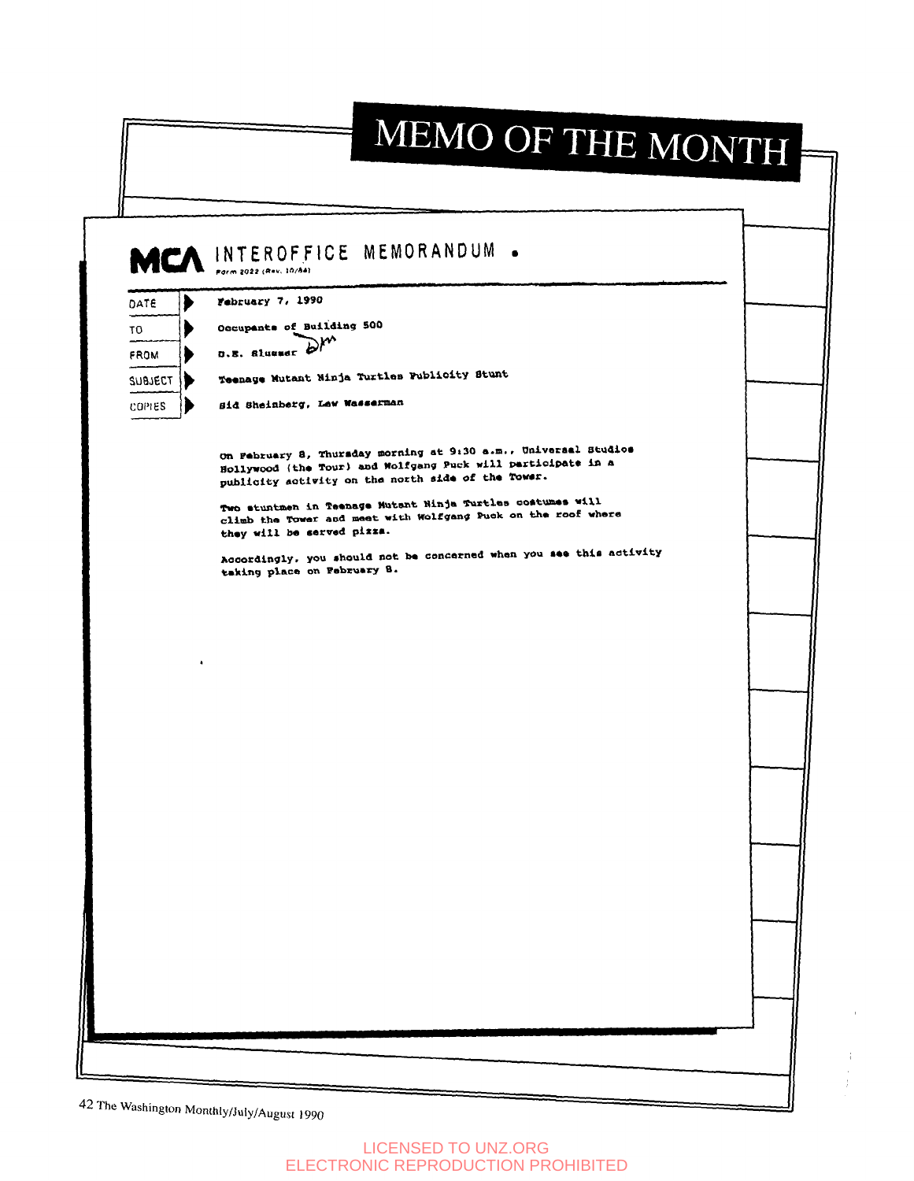# MEMO OF THE MONTH

**MCA** INTEROFFICE MEMORANDUM

Form 2022 (Rev. 10/84)

| | |
|---|---|
| DATE | February 7, 1990 |
| TO | Occupants of Building 500 |
| FROM | D.E. Slusser DM |
| SUBJECT | Teenage Mutant Ninja Turtles Publicity Stunt |
| COPIES | Sid Sheinberg, Lew Wasserman |

On February 8, Thursday morning at 9:30 a.m., Universal Studios Hollywood (the Tour) and Wolfgang Puck will participate in a publicity activity on the north side of the Tower.

Two stuntmen in Teenage Mutant Ninja Turtles costumes will climb the Tower and meet with Wolfgang Puck on the roof where they will be served pizza.

Accordingly, you should not be concerned when you see this activity taking place on February 8.

LICENSED TO UNZ.ORG
ELECTRONIC REPRODUCTION PROHIBITED